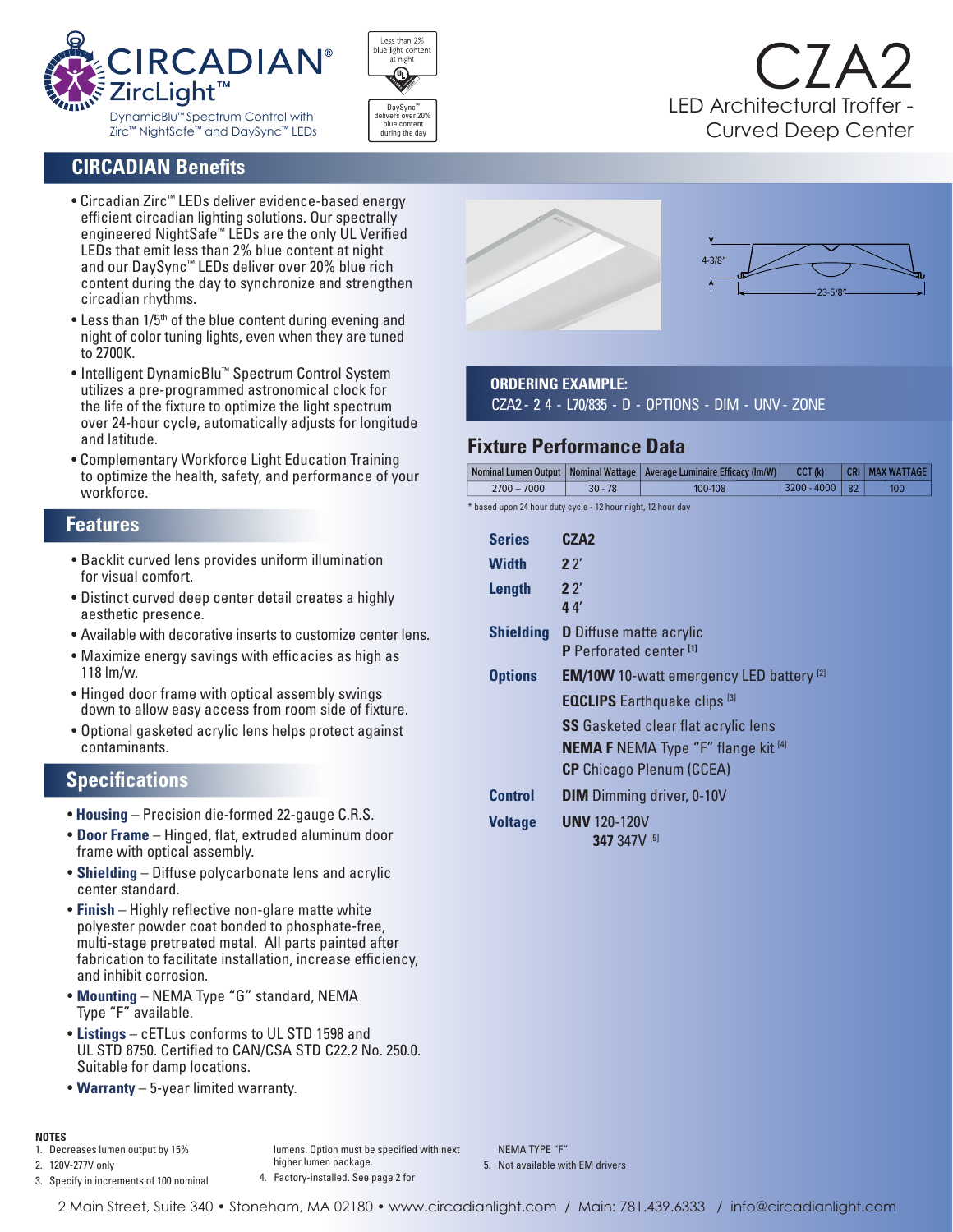# CIRCADIAN® ZircLight™

DynamicBlu™ Spectrum Control with Zirc™ NightSafe™ and DaySync™ LEDs

Less than 2% blue light content at night

DaySync™ delivers over 20% blue content during the day

# CZA2

LED Architectural Troffer - Curved Deep Center

## CIRCADIAN Benefits

- Circadian Zirc™ LEDs deliver evidence-based energy efficient circadian lighting solutions. Our spectrally engineered NightSafe™ LEDs are the only UL Verified LEDs that emit less than 2% blue content at night and our DaySync™ LEDs deliver over 20% blue rich content during the day to synchronize and strengthen circadian rhythms.
- Less than 1/5th of the blue content during evening and night of color tuning lights, even when they are tuned to 2700K.
- Intelligent DynamicBlu™ Spectrum Control System utilizes a pre-programmed astronomical clock for the life of the fixture to optimize the light spectrum over 24-hour cycle, automatically adjusts for longitude and latitude.
- Complementary Workforce Light Education Training to optimize the health, safety, and performance of your workforce.

## Features

- Backlit curved lens provides uniform illumination for visual comfort.
- Distinct curved deep center detail creates a highly aesthetic presence.
- Available with decorative inserts to customize center lens.
- Maximize energy savings with efficacies as high as 118 lm/w.
- Hinged door frame with optical assembly swings down to allow easy access from room side of fixture.
- Optional gasketed acrylic lens helps protect against contaminants.

## Specifications

- **Housing** – Precision die-formed 22-gauge C.R.S.
- **Door Frame** – Hinged, flat, extruded aluminum door frame with optical assembly.
- **Shielding** – Diffuse polycarbonate lens and acrylic center standard.
- **Finish** – Highly reflective non-glare matte white polyester powder coat bonded to phosphate-free, multi-stage pretreated metal. All parts painted after fabrication to facilitate installation, increase efficiency, and inhibit corrosion.
- **Mounting** – NEMA Type "G" standard, NEMA Type "F" available.
- **Listings** – cETLus conforms to UL STD 1598 and UL STD 8750. Certified to CAN/CSA STD C22.2 No. 250.0. Suitable for damp locations.
- **Warranty** – 5-year limited warranty.

4-3/8"

23-5/8"

## ORDERING EXAMPLE:

CZA2 - 2 4 - L70/835 - D - OPTIONS - DIM - UNV - ZONE

## Fixture Performance Data

| Nominal Lumen Output | Nominal Wattage | Average Luminaire Efficacy (lm/W) | CCT (k) | CRI | MAX WATTAGE |
|---|---|---|---|---|---|
| 2700 – 7000 | 30 - 78 | 100-108 | 3200 - 4000 | 82 | 100 |

* based upon 24 hour duty cycle - 12 hour night, 12 hour day

| | |
|---|---|
| **Series** | **CZA2** |
| **Width** | **2** 2' |
| **Length** | **2** 2'<br>**4** 4' |
| **Shielding** | **D** Diffuse matte acrylic<br>**P** Perforated center [1] |
| **Options** | **EM/10W** 10-watt emergency LED battery [2]<br>**EQCLIPS** Earthquake clips [3]<br>**SS** Gasketed clear flat acrylic lens<br>**NEMA F** NEMA Type "F" flange kit [4]<br>**CP** Chicago Plenum (CCEA) |
| **Control** | **DIM** Dimming driver, 0-10V |
| **Voltage** | **UNV** 120-120V<br>**347** 347V [5] |

**NOTES**

1. Decreases lumen output by 15%
2. 120V-277V only
3. Specify in increments of 100 nominal lumens. Option must be specified with next higher lumen package.
4. Factory-installed. See page 2 for NEMA TYPE "F"
5. Not available with EM drivers

2 Main Street, Suite 340 • Stoneham, MA 02180 • www.circadianlight.com / Main: 781.439.6333 / info@circadianlight.com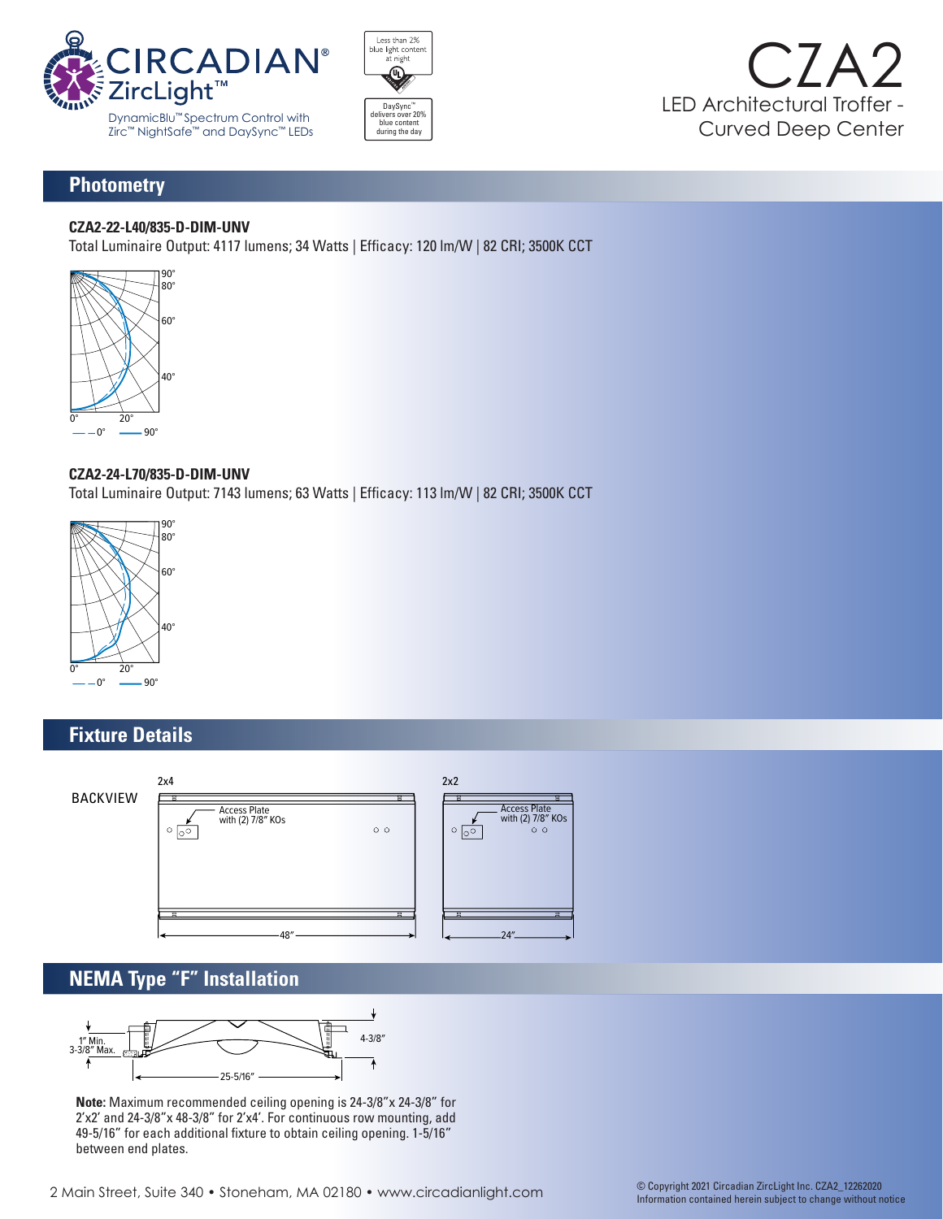CIRCADIAN® ZircLight™

DynamicBlu™ Spectrum Control with Zirc™ NightSafe™ and DaySync™ LEDs

Less than 2% blue light content at night

DaySync™ delivers over 20% blue content during the day

# CZA2

LED Architectural Troffer - Curved Deep Center

## Photometry

**CZA2-22-L40/835-D-DIM-UNV**

Total Luminaire Output: 4117 lumens; 34 Watts | Efficacy: 120 lm/W | 82 CRI; 3500K CCT

90°
80°
60°
40°
0°
20°
0°
90°

**CZA2-24-L70/835-D-DIM-UNV**

Total Luminaire Output: 7143 lumens; 63 Watts | Efficacy: 113 lm/W | 82 CRI; 3500K CCT

90°
80°
60°
40°
0°
20°
0°
90°

## Fixture Details

BACKVIEW

2x4

Access Plate with (2) 7/8" KOs

48"

2x2

Access Plate with (2) 7/8" KOs

24"

## NEMA Type "F" Installation

1" Min.
3-3/8" Max.

4-3/8"

25-5/16"

**Note:** Maximum recommended ceiling opening is 24-3/8"x 24-3/8" for 2'x2' and 24-3/8"x 48-3/8" for 2'x4'. For continuous row mounting, add 49-5/16" for each additional fixture to obtain ceiling opening. 1-5/16" between end plates.

2 Main Street, Suite 340 • Stoneham, MA 02180 • www.circadianlight.com

© Copyright 2021 Circadian ZircLight Inc. CZA2_12262020
Information contained herein subject to change without notice